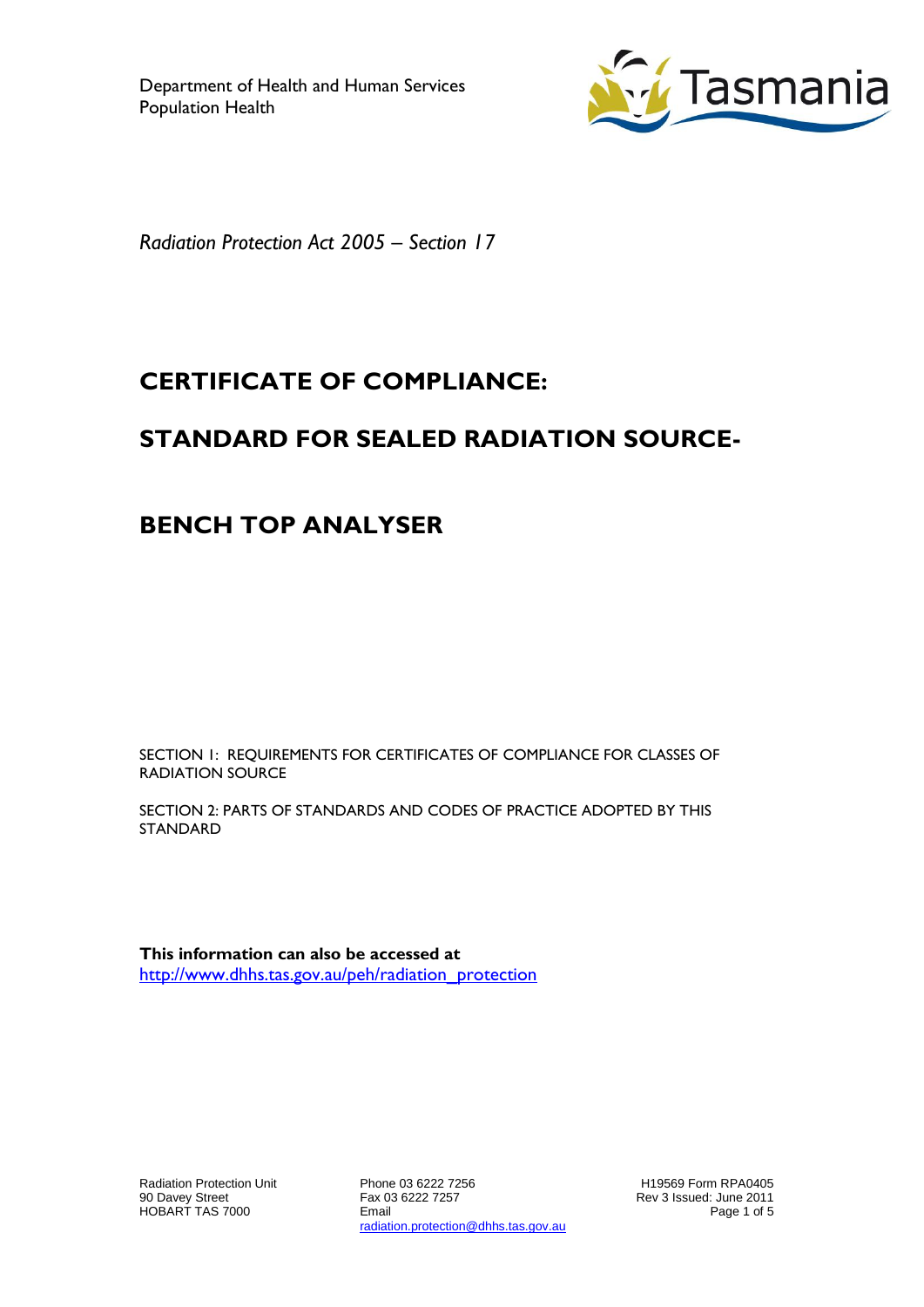Department of Health and Human Services
Population Health

*Radiation Protection Act 2005 – Section 17*

# CERTIFICATE OF COMPLIANCE:

# STANDARD FOR SEALED RADIATION SOURCE-

# BENCH TOP ANALYSER

SECTION 1: REQUIREMENTS FOR CERTIFICATES OF COMPLIANCE FOR CLASSES OF RADIATION SOURCE

SECTION 2: PARTS OF STANDARDS AND CODES OF PRACTICE ADOPTED BY THIS STANDARD

**This information can also be accessed at**
http://www.dhhs.tas.gov.au/peh/radiation_protection

Radiation Protection Unit
90 Davey Street
HOBART TAS 7000

Phone 03 6222 7256
Fax 03 6222 7257
Email
radiation.protection@dhhs.tas.gov.au

H19569 Form RPA0405
Rev 3 Issued: June 2011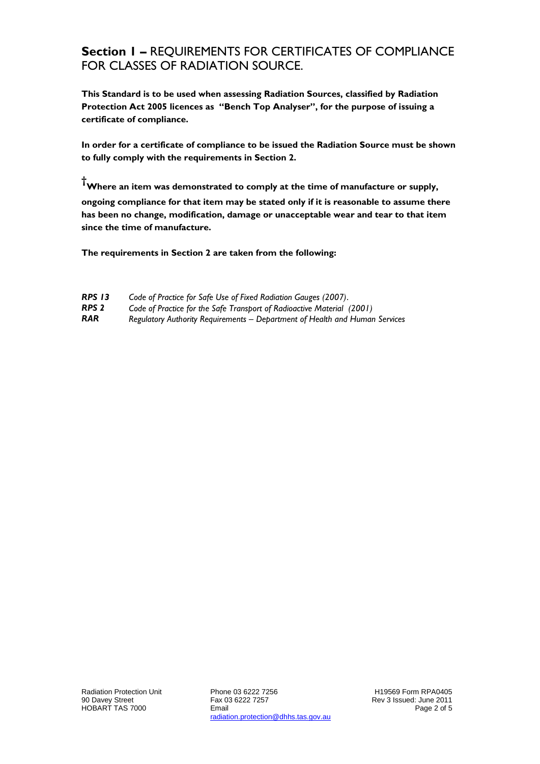## **Section 1 –** REQUIREMENTS FOR CERTIFICATES OF COMPLIANCE FOR CLASSES OF RADIATION SOURCE.

**This Standard is to be used when assessing Radiation Sources, classified by Radiation Protection Act 2005 licences as "Bench Top Analyser", for the purpose of issuing a certificate of compliance.**

**In order for a certificate of compliance to be issued the Radiation Source must be shown to fully comply with the requirements in Section 2.**

**†Where an item was demonstrated to comply at the time of manufacture or supply, ongoing compliance for that item may be stated only if it is reasonable to assume there has been no change, modification, damage or unacceptable wear and tear to that item since the time of manufacture.**

**The requirements in Section 2 are taken from the following:**

| | |
|---|---|
| ***RPS 13*** | *Code of Practice for Safe Use of Fixed Radiation Gauges (2007).* |
| ***RPS 2*** | *Code of Practice for the Safe Transport of Radioactive Material (2001)* |
| ***RAR*** | *Regulatory Authority Requirements – Department of Health and Human Services* |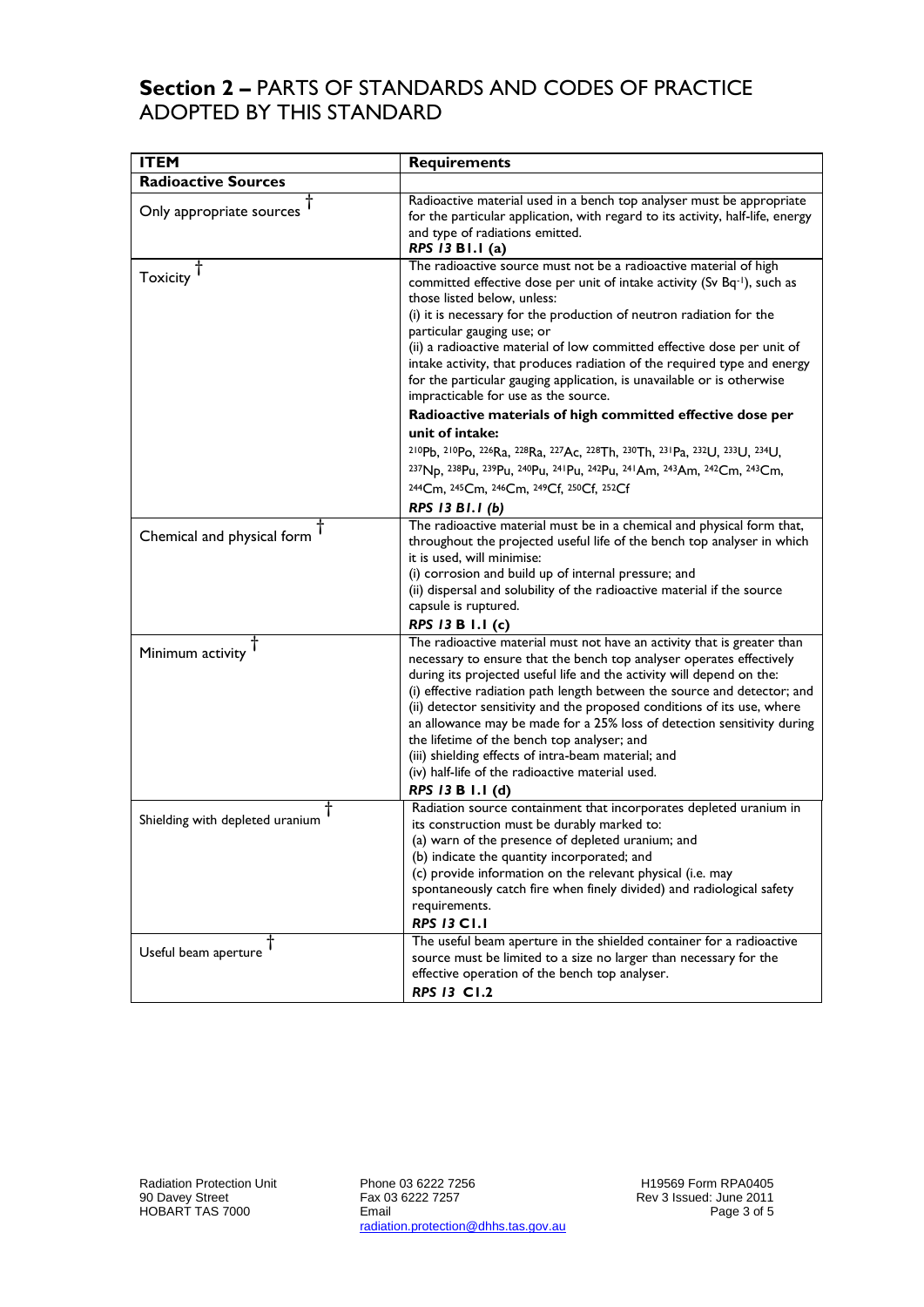## **Section 2 –** PARTS OF STANDARDS AND CODES OF PRACTICE ADOPTED BY THIS STANDARD

| **ITEM** | **Requirements** |
|---|---|
| **Radioactive Sources** | |
| Only appropriate sources † | Radioactive material used in a bench top analyser must be appropriate for the particular application, with regard to its activity, half-life, energy and type of radiations emitted. ***RPS 13* B1.1 (a)** |
| Toxicity † | The radioactive source must not be a radioactive material of high committed effective dose per unit of intake activity (Sv $Bq^{-1}$), such as those listed below, unless:<br>(i) it is necessary for the production of neutron radiation for the particular gauging use; or<br>(ii) a radioactive material of low committed effective dose per unit of intake activity, that produces radiation of the required type and energy for the particular gauging application, is unavailable or is otherwise impracticable for use as the source.<br>**Radioactive materials of high committed effective dose per unit of intake:**<br>$^{210}Pb$, $^{210}Po$, $^{226}Ra$, $^{228}Ra$, $^{227}Ac$, $^{228}Th$, $^{230}Th$, $^{231}Pa$, $^{232}U$, $^{233}U$, $^{234}U$, $^{237}Np$, $^{238}Pu$, $^{239}Pu$, $^{240}Pu$, $^{241}Pu$, $^{242}Pu$, $^{241}Am$, $^{243}Am$, $^{242}Cm$, $^{243}Cm$, $^{244}Cm$, $^{245}Cm$, $^{246}Cm$, $^{249}Cf$, $^{250}Cf$, $^{252}Cf$<br>***RPS 13 B1.1 (b)*** |
| Chemical and physical form † | The radioactive material must be in a chemical and physical form that, throughout the projected useful life of the bench top analyser in which it is used, will minimise:<br>(i) corrosion and build up of internal pressure; and<br>(ii) dispersal and solubility of the radioactive material if the source capsule is ruptured.<br>***RPS 13* B 1.1 (c)** |
| Minimum activity † | The radioactive material must not have an activity that is greater than necessary to ensure that the bench top analyser operates effectively during its projected useful life and the activity will depend on the:<br>(i) effective radiation path length between the source and detector; and<br>(ii) detector sensitivity and the proposed conditions of its use, where an allowance may be made for a 25% loss of detection sensitivity during the lifetime of the bench top analyser; and<br>(iii) shielding effects of intra-beam material; and<br>(iv) half-life of the radioactive material used.<br>***RPS 13* B 1.1 (d)** |
| Shielding with depleted uranium † | Radiation source containment that incorporates depleted uranium in its construction must be durably marked to:<br>(a) warn of the presence of depleted uranium; and<br>(b) indicate the quantity incorporated; and<br>(c) provide information on the relevant physical (i.e. may spontaneously catch fire when finely divided) and radiological safety requirements.<br>***RPS 13* C1.1** |
| Useful beam aperture † | The useful beam aperture in the shielded container for a radioactive source must be limited to a size no larger than necessary for the effective operation of the bench top analyser.<br>***RPS 13* C1.2** |

Radiation Protection Unit
90 Davey Street
HOBART TAS 7000

Phone 03 6222 7256
Fax 03 6222 7257
Email radiation.protection@dhhs.tas.gov.au

H19569 Form RPA0405
Rev 3 Issued: June 2011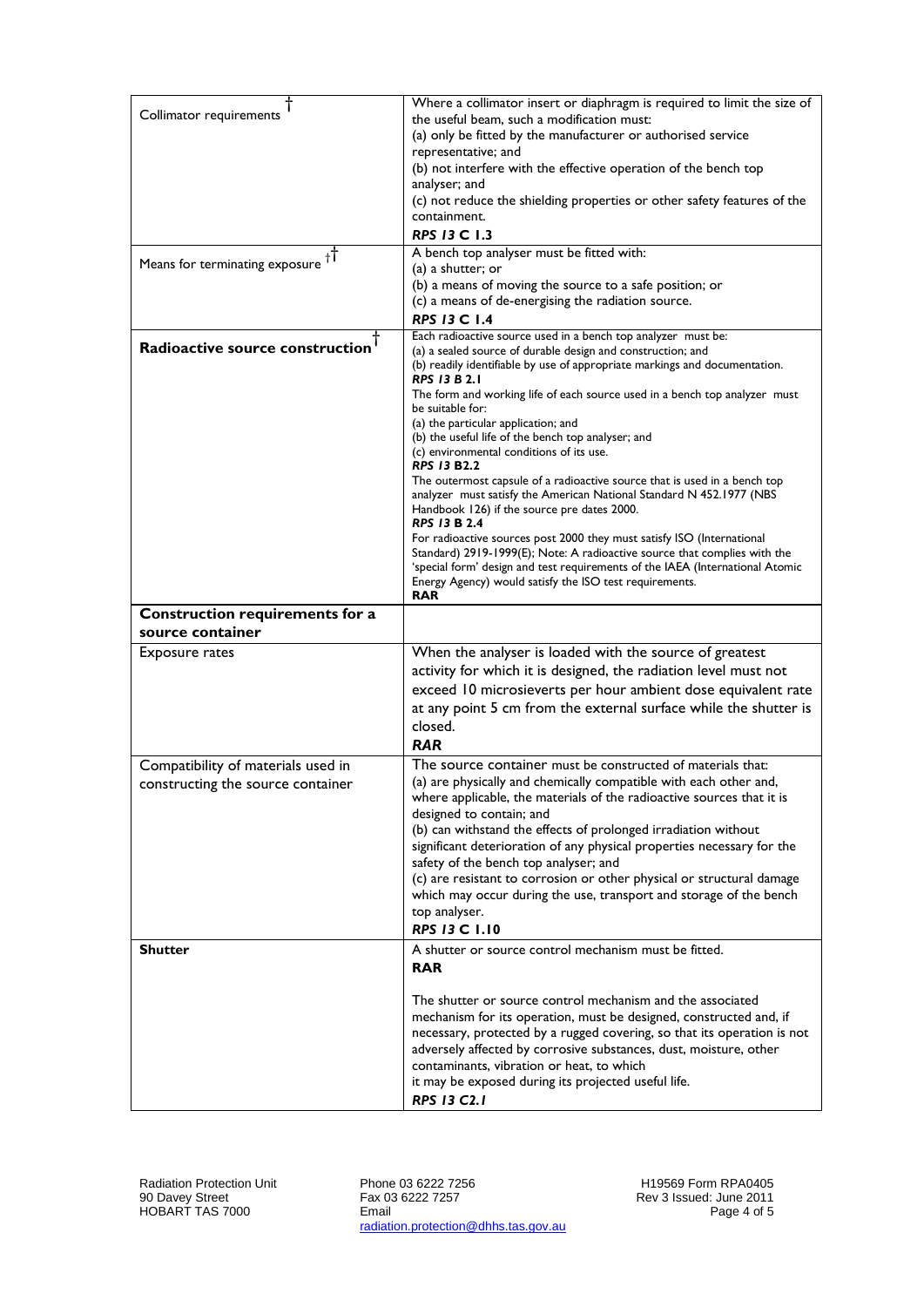| | |
|---|---|
| Collimator requirements † | Where a collimator insert or diaphragm is required to limit the size of the useful beam, such a modification must:<br>(a) only be fitted by the manufacturer or authorised service representative; and<br>(b) not interfere with the effective operation of the bench top analyser; and<br>(c) not reduce the shielding properties or other safety features of the containment.<br>***RPS 13* C 1.3** |
| Means for terminating exposure †† | A bench top analyser must be fitted with:<br>(a) a shutter; or<br>(b) a means of moving the source to a safe position; or<br>(c) a means of de-energising the radiation source.<br>***RPS 13* C 1.4** |
| **Radioactive source construction** † | Each radioactive source used in a bench top analyzer must be:<br>(a) a sealed source of durable design and construction; and<br>(b) readily identifiable by use of appropriate markings and documentation.<br>***RPS 13* B 2.1**<br>The form and working life of each source used in a bench top analyzer must be suitable for:<br>(a) the particular application; and<br>(b) the useful life of the bench top analyser; and<br>(c) environmental conditions of its use.<br>***RPS 13* B2.2**<br>The outermost capsule of a radioactive source that is used in a bench top analyzer must satisfy the American National Standard N 452.1977 (NBS Handbook 126) if the source pre dates 2000.<br>***RPS 13* B 2.4**<br>For radioactive sources post 2000 they must satisfy ISO (International Standard) 2919-1999(E); Note: A radioactive source that complies with the 'special form' design and test requirements of the IAEA (International Atomic Energy Agency) would satisfy the ISO test requirements.<br>**RAR** |
| **Construction requirements for a source container** | |
| Exposure rates | When the analyser is loaded with the source of greatest activity for which it is designed, the radiation level must not exceed 10 microsieverts per hour ambient dose equivalent rate at any point 5 cm from the external surface while the shutter is closed.<br>***RAR*** |
| Compatibility of materials used in constructing the source container | The source container must be constructed of materials that:<br>(a) are physically and chemically compatible with each other and, where applicable, the materials of the radioactive sources that it is designed to contain; and<br>(b) can withstand the effects of prolonged irradiation without significant deterioration of any physical properties necessary for the safety of the bench top analyser; and<br>(c) are resistant to corrosion or other physical or structural damage which may occur during the use, transport and storage of the bench top analyser.<br>***RPS 13* C 1.10** |
| **Shutter** | A shutter or source control mechanism must be fitted.<br>**RAR**<br><br>The shutter or source control mechanism and the associated mechanism for its operation, must be designed, constructed and, if necessary, protected by a rugged covering, so that its operation is not adversely affected by corrosive substances, dust, moisture, other contaminants, vibration or heat, to which it may be exposed during its projected useful life.<br>***RPS 13 C2.1*** |

Radiation Protection Unit
90 Davey Street
HOBART TAS 7000

Phone 03 6222 7256
Fax 03 6222 7257
Email
radiation.protection@dhhs.tas.gov.au

H19569 Form RPA0405
Rev 3 Issued: June 2011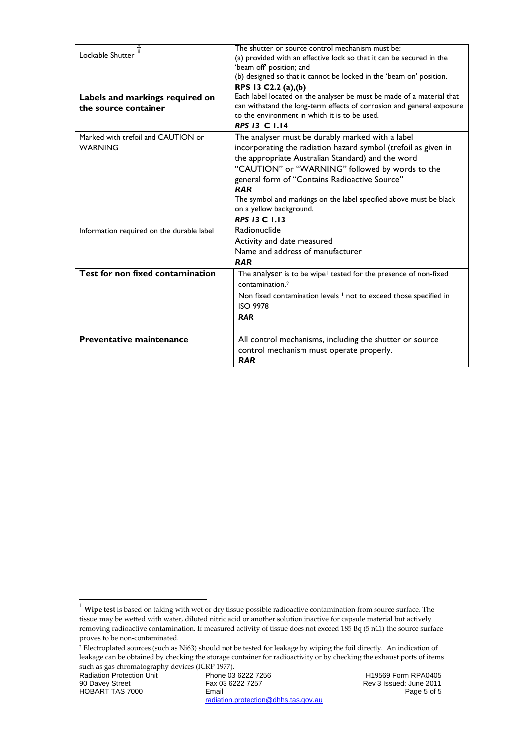| | |
|---|---|
| Lockable Shutter † | The shutter or source control mechanism must be:<br>(a) provided with an effective lock so that it can be secured in the 'beam off' position; and<br>(b) designed so that it cannot be locked in the 'beam on' position.<br>**RPS 13 C2.2 (a),(b)** |
| **Labels and markings required on the source container** | Each label located on the analyser be must be made of a material that can withstand the long-term effects of corrosion and general exposure to the environment in which it is to be used.<br>***RPS 13* C 1.14** |
| Marked with trefoil and CAUTION or WARNING | The analyser must be durably marked with a label incorporating the radiation hazard symbol (trefoil as given in the appropriate Australian Standard) and the word "CAUTION" or "WARNING" followed by words to the general form of "Contains Radioactive Source"<br>***RAR***<br>The symbol and markings on the label specified above must be black on a yellow background.<br>***RPS 13* C 1.13** |
| Information required on the durable label | Radionuclide<br>Activity and date measured<br>Name and address of manufacturer<br>***RAR*** |
| **Test for non fixed contamination** | The analyser is to be wipe[1] tested for the presence of non-fixed contamination.[2] |
| | Non fixed contamination levels [1] not to exceed those specified in ISO 9978<br>***RAR*** |
| | |
| **Preventative maintenance** | All control mechanisms, including the shutter or source control mechanism must operate properly.<br>***RAR*** |

[1] **Wipe test** is based on taking with wet or dry tissue possible radioactive contamination from source surface. The tissue may be wetted with water, diluted nitric acid or another solution inactive for capsule material but actively removing radioactive contamination. If measured activity of tissue does not exceed 185 Bq (5 nCi) the source surface proves to be non-contaminated.

[2] Electroplated sources (such as Ni63) should not be tested for leakage by wiping the foil directly. An indication of leakage can be obtained by checking the storage container for radioactivity or by checking the exhaust ports of items such as gas chromatography devices (ICRP 1977).

Radiation Protection Unit
90 Davey Street
HOBART TAS 7000

Phone 03 6222 7256
Fax 03 6222 7257
Email
radiation.protection@dhhs.tas.gov.au

H19569 Form RPA0405
Rev 3 Issued: June 2011